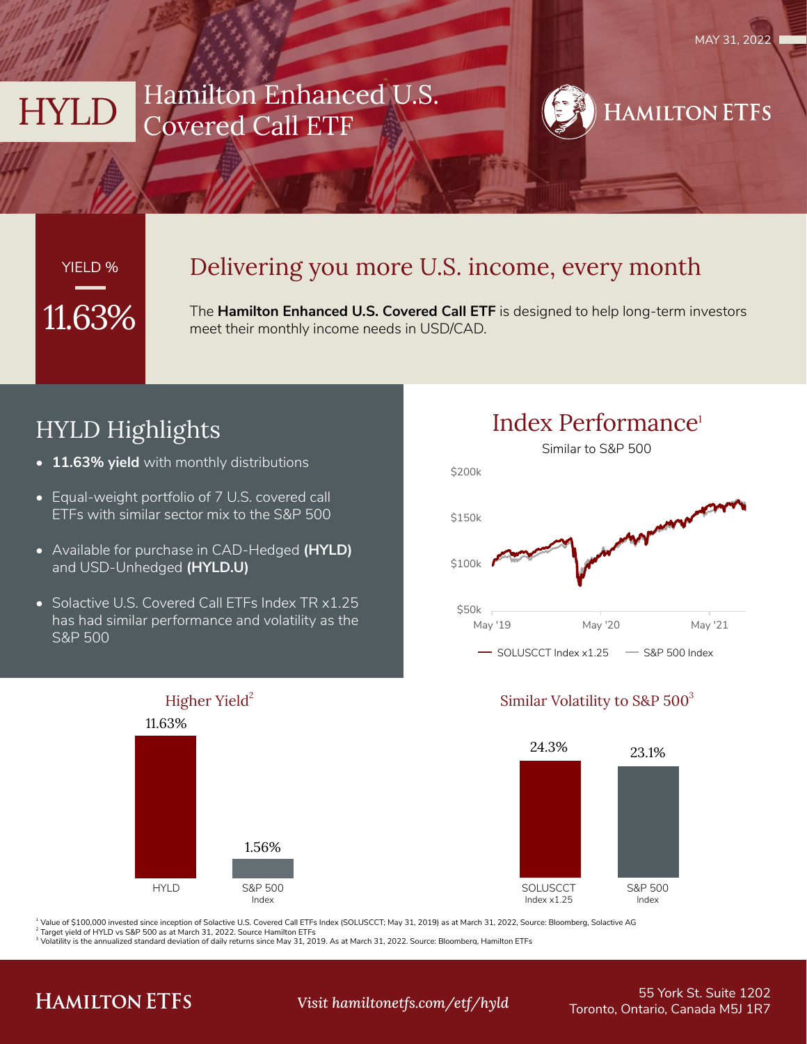MAY 31, 2022

# HYLD Hamilton Enhanced U.S. Covered Call ETF

HAMILTON ETFS

YIELD %

11.63%

## Delivering you more U.S. income, every month

The **Hamilton Enhanced U.S. Covered Call ETF** is designed to help long-term investors meet their monthly income needs in USD/CAD.

## HYLD Highlights

- **11.63% yield** with monthly distributions
- Equal-weight portfolio of 7 U.S. covered call ETFs with similar sector mix to the S&P 500
- Available for purchase in CAD-Hedged **(HYLD)** and USD-Unhedged **(HYLD.U)**
- Solactive U.S. Covered Call ETFs Index TR x1.25 has had similar performance and volatility as the S&P 500

## Index Performance[1]

Similar to S&P 500

$200k

$150k

$100k

$50k

May '19 May '20 May '21

SOLUSCCT Index x1.25 — S&P 500 Index

### Higher Yield[2]

| | HYLD | S&P 500 Index |
|---|---|---|
| Yield | 11.63% | 1.56% |

### Similar Volatility to S&P 500[3]

| | SOLUSCCT Index x1.25 | S&P 500 Index |
|---|---|---|
| Volatility | 24.3% | 23.1% |

[1] Value of $100,000 invested since inception of Solactive U.S. Covered Call ETFs Index (SOLUSCCT; May 31, 2019) as at March 31, 2022, Source: Bloomberg, Solactive AG
[2] Target yield of HYLD vs S&P 500 as at March 31, 2022. Source Hamilton ETFs
[3] Volatility is the annualized standard deviation of daily returns since May 31, 2019. As at March 31, 2022. Source: Bloomberg, Hamilton ETFs

HAMILTON ETFS

*Visit hamiltonetfs.com/etf/hyld*

55 York St. Suite 1202
Toronto, Ontario, Canada M5J 1R7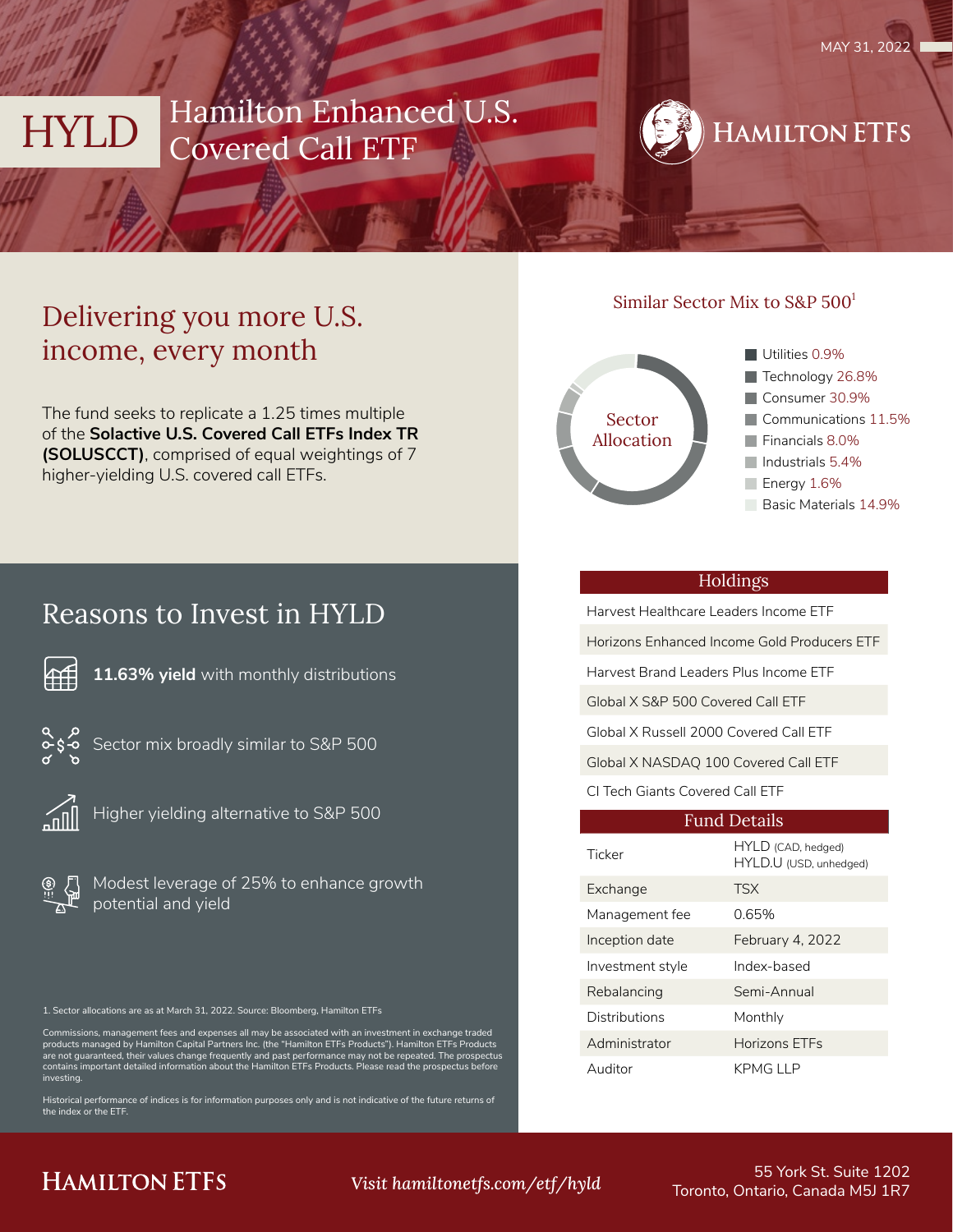MAY 31, 2022

# HYLD Hamilton Enhanced U.S. Covered Call ETF

HAMILTON ETFS

## Delivering you more U.S. income, every month

The fund seeks to replicate a 1.25 times multiple of the **Solactive U.S. Covered Call ETFs Index TR (SOLUSCCT)**, comprised of equal weightings of 7 higher-yielding U.S. covered call ETFs.

## Similar Sector Mix to S&P 500[1]

Sector Allocation

- Utilities 0.9%
- Technology 26.8%
- Consumer 30.9%
- Communications 11.5%
- Financials 8.0%
- Industrials 5.4%
- Energy 1.6%
- Basic Materials 14.9%

## Reasons to Invest in HYLD

- **11.63% yield** with monthly distributions
- Sector mix broadly similar to S&P 500
- Higher yielding alternative to S&P 500
- Modest leverage of 25% to enhance growth potential and yield

| Holdings |
|---|
| Harvest Healthcare Leaders Income ETF |
| Horizons Enhanced Income Gold Producers ETF |
| Harvest Brand Leaders Plus Income ETF |
| Global X S&P 500 Covered Call ETF |
| Global X Russell 2000 Covered Call ETF |
| Global X NASDAQ 100 Covered Call ETF |
| CI Tech Giants Covered Call ETF |

| Fund Details | |
|---|---|
| Ticker | HYLD (CAD, hedged)<br>HYLD.U (USD, unhedged) |
| Exchange | TSX |
| Management fee | 0.65% |
| Inception date | February 4, 2022 |
| Investment style | Index-based |
| Rebalancing | Semi-Annual |
| Distributions | Monthly |
| Administrator | Horizons ETFs |
| Auditor | KPMG LLP |

1. Sector allocations are as at March 31, 2022. Source: Bloomberg, Hamilton ETFs

Commissions, management fees and expenses all may be associated with an investment in exchange traded products managed by Hamilton Capital Partners Inc. (the "Hamilton ETFs Products"). Hamilton ETFs Products are not guaranteed, their values change frequently and past performance may not be repeated. The prospectus contains important detailed information about the Hamilton ETFs Products. Please read the prospectus before investing.

Historical performance of indices is for information purposes only and is not indicative of the future returns of the index or the ETF.

HAMILTON ETFS

*Visit hamiltonetfs.com/etf/hyld*

55 York St. Suite 1202
Toronto, Ontario, Canada M5J 1R7